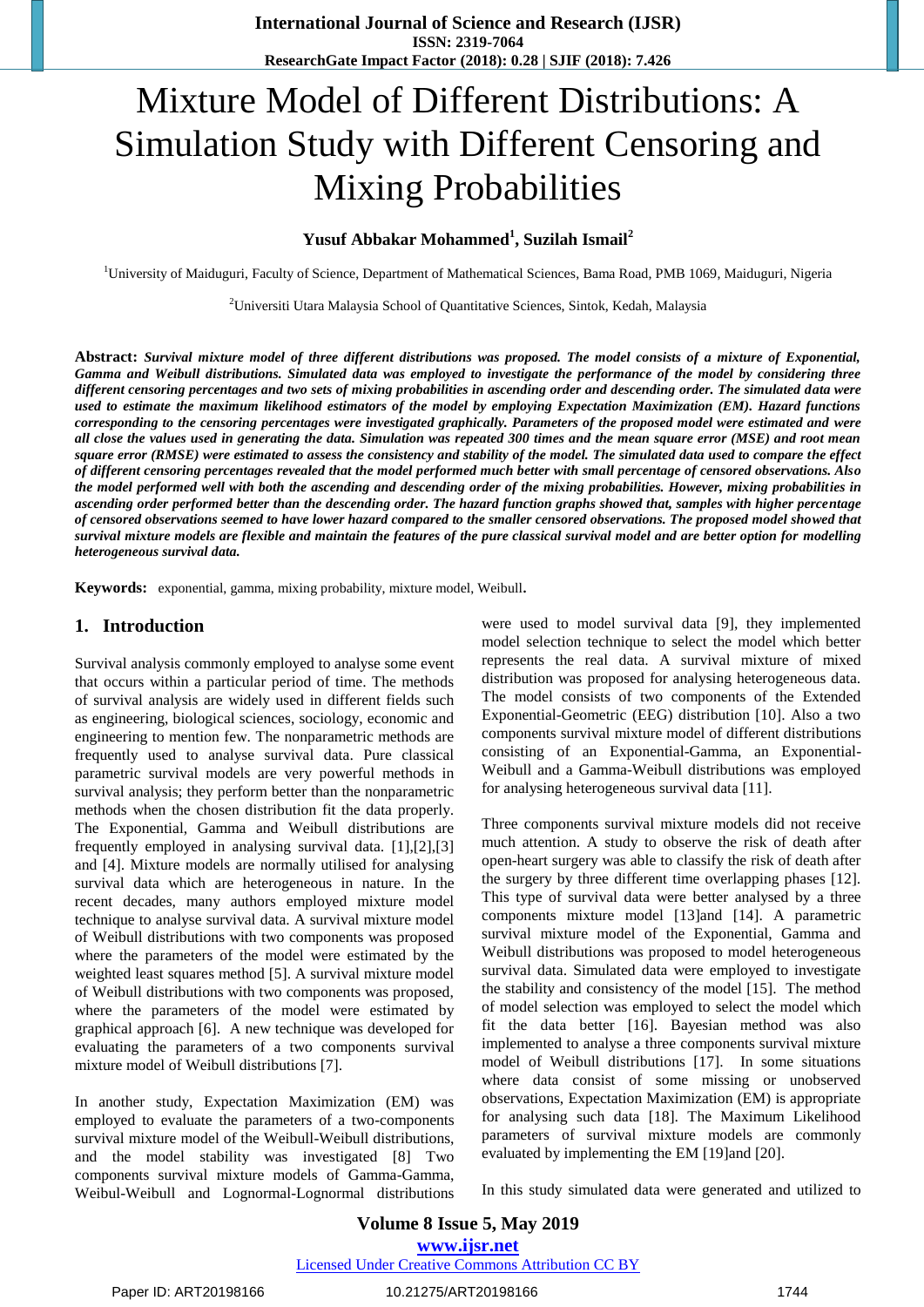# Mixture Model of Different Distributions: A Simulation Study with Different Censoring and Mixing Probabilities

**Yusuf Abbakar Mohammed[1], Suzilah Ismail[2]**

[1]University of Maiduguri, Faculty of Science, Department of Mathematical Sciences, Bama Road, PMB 1069, Maiduguri, Nigeria

[2]Universiti Utara Malaysia School of Quantitative Sciences, Sintok, Kedah, Malaysia

**Abstract:** ***Survival mixture model of three different distributions was proposed. The model consists of a mixture of Exponential, Gamma and Weibull distributions. Simulated data was employed to investigate the performance of the model by considering three different censoring percentages and two sets of mixing probabilities in ascending order and descending order. The simulated data were used to estimate the maximum likelihood estimators of the model by employing Expectation Maximization (EM). Hazard functions corresponding to the censoring percentages were investigated graphically. Parameters of the proposed model were estimated and were all close the values used in generating the data. Simulation was repeated 300 times and the mean square error (MSE) and root mean square error (RMSE) were estimated to assess the consistency and stability of the model. The simulated data used to compare the effect of different censoring percentages revealed that the model performed much better with small percentage of censored observations. Also the model performed well with both the ascending and descending order of the mixing probabilities. However, mixing probabilities in ascending order performed better than the descending order. The hazard function graphs showed that, samples with higher percentage of censored observations seemed to have lower hazard compared to the smaller censored observations. The proposed model showed that survival mixture models are flexible and maintain the features of the pure classical survival model and are better option for modelling heterogeneous survival data.***

**Keywords:** exponential, gamma, mixing probability, mixture model, Weibull.

## 1. Introduction

Survival analysis commonly employed to analyse some event that occurs within a particular period of time. The methods of survival analysis are widely used in different fields such as engineering, biological sciences, sociology, economic and engineering to mention few. The nonparametric methods are frequently used to analyse survival data. Pure classical parametric survival models are very powerful methods in survival analysis; they perform better than the nonparametric methods when the chosen distribution fit the data properly. The Exponential, Gamma and Weibull distributions are frequently employed in analysing survival data. [1],[2],[3] and [4]. Mixture models are normally utilised for analysing survival data which are heterogeneous in nature. In the recent decades, many authors employed mixture model technique to analyse survival data. A survival mixture model of Weibull distributions with two components was proposed where the parameters of the model were estimated by the weighted least squares method [5]. A survival mixture model of Weibull distributions with two components was proposed, where the parameters of the model were estimated by graphical approach [6]. A new technique was developed for evaluating the parameters of a two components survival mixture model of Weibull distributions [7].

In another study, Expectation Maximization (EM) was employed to evaluate the parameters of a two-components survival mixture model of the Weibull-Weibull distributions, and the model stability was investigated [8] Two components survival mixture models of Gamma-Gamma, Weibul-Weibull and Lognormal-Lognormal distributions were used to model survival data [9], they implemented model selection technique to select the model which better represents the real data. A survival mixture of mixed distribution was proposed for analysing heterogeneous data. The model consists of two components of the Extended Exponential-Geometric (EEG) distribution [10]. Also a two components survival mixture model of different distributions consisting of an Exponential-Gamma, an Exponential-Weibull and a Gamma-Weibull distributions was employed for analysing heterogeneous survival data [11].

Three components survival mixture models did not receive much attention. A study to observe the risk of death after open-heart surgery was able to classify the risk of death after the surgery by three different time overlapping phases [12]. This type of survival data were better analysed by a three components mixture model [13]and [14]. A parametric survival mixture model of the Exponential, Gamma and Weibull distributions was proposed to model heterogeneous survival data. Simulated data were employed to investigate the stability and consistency of the model [15]. The method of model selection was employed to select the model which fit the data better [16]. Bayesian method was also implemented to analyse a three components survival mixture model of Weibull distributions [17]. In some situations where data consist of some missing or unobserved observations, Expectation Maximization (EM) is appropriate for analysing such data [18]. The Maximum Likelihood parameters of survival mixture models are commonly evaluated by implementing the EM [19]and [20].

In this study simulated data were generated and utilized to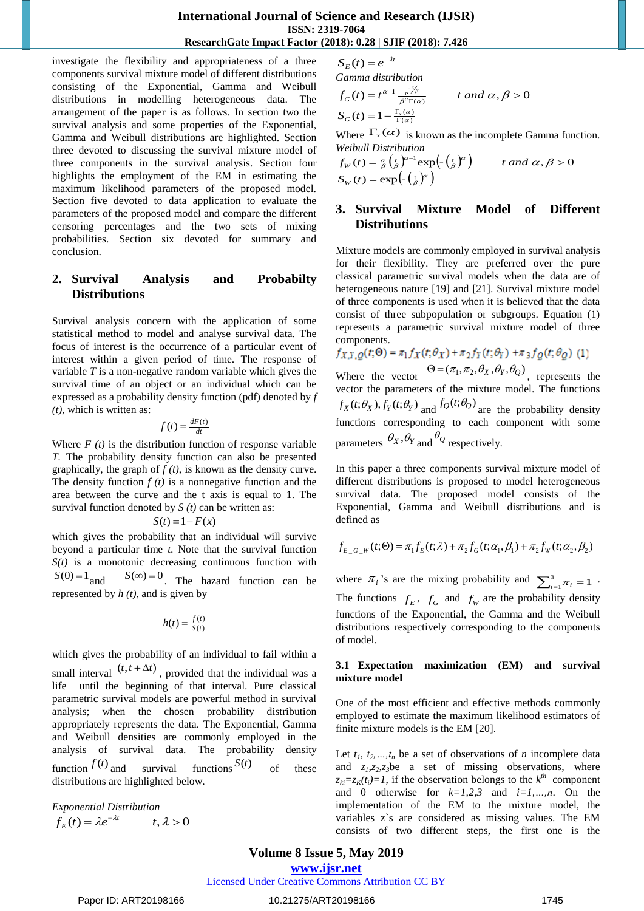investigate the flexibility and appropriateness of a three components survival mixture model of different distributions consisting of the Exponential, Gamma and Weibull distributions in modelling heterogeneous data. The arrangement of the paper is as follows. In section two the survival analysis and some properties of the Exponential, Gamma and Weibull distributions are highlighted. Section three devoted to discussing the survival mixture model of three components in the survival analysis. Section four highlights the employment of the EM in estimating the maximum likelihood parameters of the proposed model. Section five devoted to data application to evaluate the parameters of the proposed model and compare the different censoring percentages and the two sets of mixing probabilities. Section six devoted for summary and conclusion.

## 2. Survival Analysis and Probabilty Distributions

Survival analysis concern with the application of some statistical method to model and analyse survival data. The focus of interest is the occurrence of a particular event of interest within a given period of time. The response of variable *T* is a non-negative random variable which gives the survival time of an object or an individual which can be expressed as a probability density function (pdf) denoted by *f (t)*, which is written as:

$$f(t) = \frac{dF(t)}{dt}$$

Where *F (t)* is the distribution function of response variable *T*. The probability density function can also be presented graphically, the graph of *f (t)*, is known as the density curve. The density function *f (t)* is a nonnegative function and the area between the curve and the t axis is equal to 1. The survival function denoted by *S (t)* can be written as:

$$S(t) = 1 - F(x)$$

which gives the probability that an individual will survive beyond a particular time *t*. Note that the survival function *S(t)* is a monotonic decreasing continuous function with $S(0)=1$ and $S(\infty)=0$. The hazard function can be represented by *h (t)*, and is given by

$$h(t) = \frac{f(t)}{S(t)}$$

which gives the probability of an individual to fail within a small interval $(t, t+\Delta t)$, provided that the individual was a life until the beginning of that interval. Pure classical parametric survival models are powerful method in survival analysis; when the chosen probability distribution appropriately represents the data. The Exponential, Gamma and Weibull densities are commonly employed in the analysis of survival data. The probability density function $f(t)$ and survival functions $S(t)$ of these distributions are highlighted below.

*Exponential Distribution*

$$f_E(t) = \lambda e^{-\lambda t} \qquad t, \lambda > 0$$

$$S_E(t) = e^{-\lambda t}$$

*Gamma distribution*

$$f_G(t) = t^{\alpha-1} \frac{e^{-t/\beta}}{\beta^{\alpha}\Gamma(\alpha)} \qquad t \text{ and } \alpha, \beta > 0$$

$$S_G(t) = 1 - \frac{\Gamma_x(\alpha)}{\Gamma(\alpha)}$$

Where $\Gamma_x(\alpha)$ is known as the incomplete Gamma function.

*Weibull Distribution*

$$f_W(t) = \frac{\alpha}{\beta}\left(\frac{t}{\beta}\right)^{\alpha-1} \exp\left(-\left(\frac{t}{\beta}\right)^{\alpha}\right) \qquad t \text{ and } \alpha, \beta > 0$$

$$S_W(t) = \exp\left(-\left(\frac{t}{\beta}\right)^{\alpha}\right)$$

## 3. Survival Mixture Model of Different Distributions

Mixture models are commonly employed in survival analysis for their flexibility. They are preferred over the pure classical parametric survival models when the data are of heterogeneous nature [19] and [21]. Survival mixture model of three components is used when it is believed that the data consist of three subpopulation or subgroups. Equation (1) represents a parametric survival mixture model of three components.

$$f_{X,Y,Q}(t;\Theta) = \pi_1 f_X(t;\theta_X) + \pi_2 f_Y(t;\theta_Y) + \pi_3 f_Q(t;\theta_Q) \quad (1)$$

Where the vector $\Theta = (\pi_1, \pi_2, \theta_X, \theta_Y, \theta_Q)$, represents the vector the parameters of the mixture model. The functions $f_X(t;\theta_X), f_Y(t;\theta_Y)$ and $f_Q(t;\theta_Q)$ are the probability density functions corresponding to each component with some parameters $\theta_X, \theta_Y$ and $\theta_Q$ respectively.

In this paper a three components survival mixture model of different distributions is proposed to model heterogeneous survival data. The proposed model consists of the Exponential, Gamma and Weibull distributions and is defined as

$$f_{E\_G\_W}(t;\Theta) = \pi_1 f_E(t;\lambda) + \pi_2 f_G(t;\alpha_1,\beta_1) + \pi_2 f_W(t;\alpha_2,\beta_2)$$

where $\pi_i$'s are the mixing probability and $\sum_{i=1}^{3}\pi_i = 1$. The functions $f_E$, $f_G$ and $f_W$ are the probability density functions of the Exponential, the Gamma and the Weibull distributions respectively corresponding to the components of model.

### 3.1 Expectation maximization (EM) and survival mixture model

One of the most efficient and effective methods commonly employed to estimate the maximum likelihood estimators of finite mixture models is the EM [20].

Let $t_1, t_2, \ldots, t_n$ be a set of observations of *n* incomplete data and $z_1, z_2, z_3$ be a set of missing observations, where $z_{ki} = z_K(t_i) = 1$, if the observation belongs to the $k^{th}$ component and 0 otherwise for $k=1,2,3$ and $i=1,\ldots,n$. On the implementation of the EM to the mixture model, the variables z`s are considered as missing values. The EM consists of two different steps, the first one is the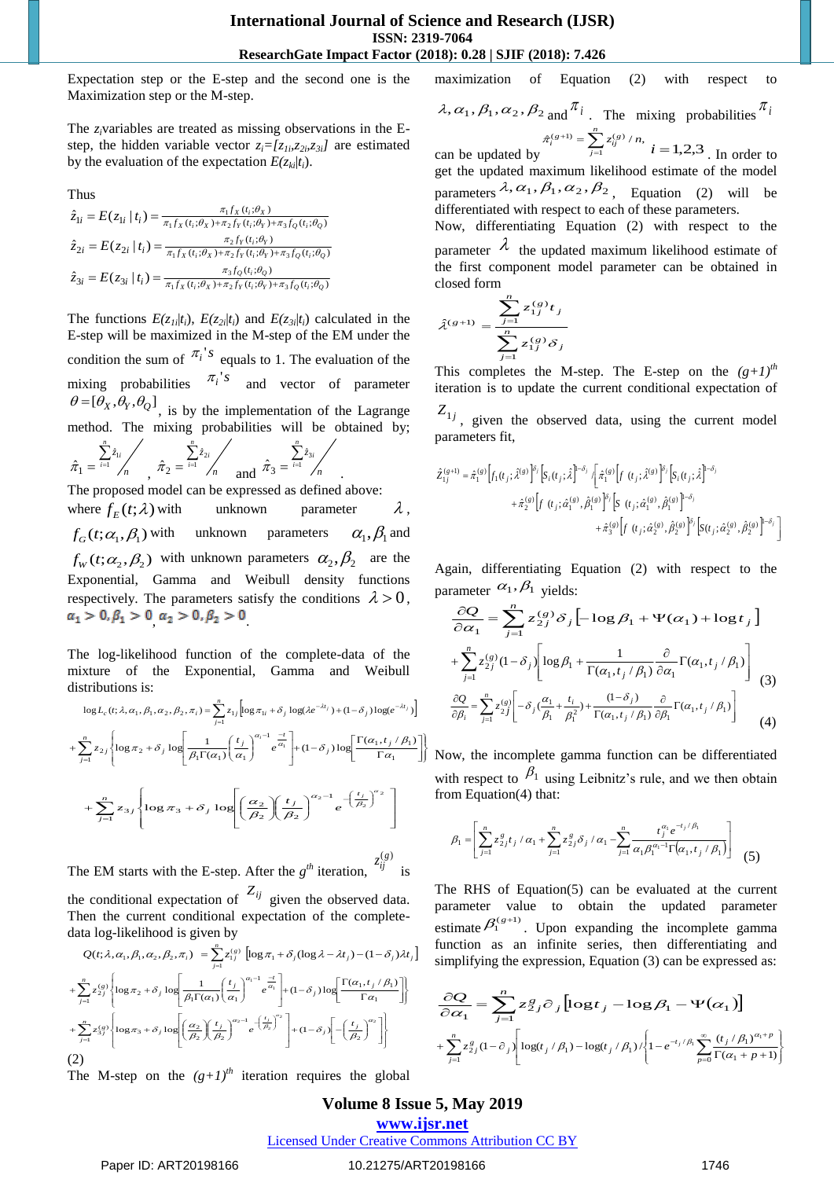Expectation step or the E-step and the second one is the Maximization step or the M-step.

The $z_i$ variables are treated as missing observations in the E-step, the hidden variable vector $z_i=[z_{1i},z_{2i},z_{3i}]$ are estimated by the evaluation of the expectation $E(z_{ki}|t_i)$.

Thus

$$\hat{z}_{1i} = E(z_{1i} \mid t_i) = \frac{\pi_1 f_X(t_i;\theta_X)}{\pi_1 f_X(t_i;\theta_X)+\pi_2 f_Y(t_i;\theta_Y)+\pi_3 f_Q(t_i;\theta_Q)}$$

$$\hat{z}_{2i} = E(z_{2i} \mid t_i) = \frac{\pi_2 f_Y(t_i;\theta_Y)}{\pi_1 f_X(t_i;\theta_X)+\pi_2 f_Y(t_i;\theta_Y)+\pi_3 f_Q(t_i;\theta_Q)}$$

$$\hat{z}_{3i} = E(z_{3i} \mid t_i) = \frac{\pi_3 f_Q(t_i;\theta_Q)}{\pi_1 f_X(t_i;\theta_X)+\pi_2 f_Y(t_i;\theta_Y)+\pi_3 f_Q(t_i;\theta_Q)}$$

The functions $E(z_{1i}|t_i)$, $E(z_{2i}|t_i)$ and $E(z_{3i}|t_i)$ calculated in the E-step will be maximized in the M-step of the EM under the condition the sum of $\pi_i$'s equals to 1. The evaluation of the mixing probabilities $\pi_i$'s and vector of parameter $\theta=[\theta_X,\theta_Y,\theta_Q]$, is by the implementation of the Lagrange method. The mixing probabilities will be obtained by;

$\hat{\pi}_1 = \sum_{i=1}^{n}\hat{z}_{1i} \Big/ n$ , $\hat{\pi}_2 = \sum_{i=1}^{n}\hat{z}_{2i} \Big/ n$ and $\hat{\pi}_3 = \sum_{i=1}^{n}\hat{z}_{3i} \Big/ n$ .

The proposed model can be expressed as defined above: where $f_E(t;\lambda)$ with unknown parameter $\lambda$, $f_G(t;\alpha_1,\beta_1)$ with unknown parameters $\alpha_1,\beta_1$ and $f_W(t;\alpha_2,\beta_2)$ with unknown parameters $\alpha_2,\beta_2$ are the Exponential, Gamma and Weibull density functions respectively. The parameters satisfy the conditions $\lambda>0$, $\alpha_1>0,\beta_1>0$, $\alpha_2>0,\beta_2>0$.

The log-likelihood function of the complete-data of the mixture of the Exponential, Gamma and Weibull distributions is:

$$\log L_c(t;\lambda,\alpha_1,\beta_1,\alpha_2,\beta_2,\pi_i) = \sum_{j=1}^{n} z_{1j}\left[\log\pi_{1i} + \delta_j \log(\lambda e^{-\lambda t_j}) + (1-\delta_j)\log(e^{-\lambda t_j})\right]$$
$$+\sum_{j=1}^{n} z_{2j}\left\{\log\pi_2 + \delta_j \log\left[\frac{1}{\beta_1\Gamma(\alpha_1)}\left(\frac{t_j}{\alpha_1}\right)^{\alpha_1-1} e^{\frac{-t}{\alpha_1}}\right] + (1-\delta_j)\log\left[\frac{\Gamma(\alpha_1,t_j/\beta_1)}{\Gamma\alpha_1}\right]\right\}$$
$$+\sum_{j=1}^{n} z_{3j}\left\{\log\pi_3 + \delta_j \log\left[\left(\frac{\alpha_2}{\beta_2}\right)\left(\frac{t_j}{\beta_2}\right)^{\alpha_2-1} e^{-\left(\frac{t_j}{\beta_2}\right)^{\alpha_2}}\right]\right.$$

The EM starts with the E-step. After the $g^{th}$ iteration, $z_{ij}^{(g)}$ is the conditional expectation of $z_{ij}$ given the observed data. Then the current conditional expectation of the complete-data log-likelihood is given by

$$Q(t;\lambda,\alpha_1,\beta_1,\alpha_2,\beta_2,\pi_i) = \sum_{j=1}^{n} z_{1j}^{(g)}\left[\log\pi_1 + \delta_j(\log\lambda - \lambda t_j) - (1-\delta_j)\lambda t_j\right]$$
$$+\sum_{j=1}^{n} z_{2j}^{(g)}\left\{\log\pi_2 + \delta_j \log\left[\frac{1}{\beta_1\Gamma(\alpha_1)}\left(\frac{t_j}{\alpha_1}\right)^{\alpha_1-1} e^{\frac{-t}{\alpha_1}}\right] + (1-\delta_j)\log\left[\frac{\Gamma(\alpha_1,t_j/\beta_1)}{\Gamma\alpha_1}\right]\right\}$$
$$+\sum_{j=1}^{n} z_{3j}^{(g)}\left\{\log\pi_3 + \delta_j \log\left[\left(\frac{\alpha_2}{\beta_2}\right)\left(\frac{t_j}{\beta_2}\right)^{\alpha_2-1} e^{-\left(\frac{t_j}{\beta_2}\right)^{\alpha_2}}\right] + (1-\delta_j)\left[-\left(\frac{t_j}{\beta_2}\right)^{\alpha_2}\right]\right\}$$

(2)

The M-step on the $(g+1)^{th}$ iteration requires the global maximization of Equation (2) with respect to $\lambda,\alpha_1,\beta_1,\alpha_2,\beta_2$ and $\pi_i$. The mixing probabilities $\pi_i$ can be updated by $\hat{\pi}_i^{(g+1)} = \sum_{j=1}^{n} z_{ij}^{(g)}/n,\quad i=1,2,3$. In order to get the updated maximum likelihood estimate of the model parameters $\lambda,\alpha_1,\beta_1,\alpha_2,\beta_2$, Equation (2) will be differentiated with respect to each of these parameters.

Now, differentiating Equation (2) with respect to the parameter $\lambda$ the updated maximum likelihood estimate of the first component model parameter can be obtained in closed form

$$\hat{\lambda}^{(g+1)} = \frac{\sum_{j=1}^{n} z_{1j}^{(g)} t_j}{\sum_{j=1}^{n} z_{1j}^{(g)} \delta_j}$$

This completes the M-step. The E-step on the $(g+1)^{th}$ iteration is to update the current conditional expectation of $Z_{1j}$, given the observed data, using the current model parameters fit,

$$\hat{Z}_{1j}^{(g+1)} = \hat{\pi}_1^{(g)}\left[f_1(t_j;\hat{\lambda}^{(g)}\right]^{\delta_j}\left[S_i(t_j;\hat{\lambda}\right]^{1-\delta_j} \Big/ \left[\hat{\pi}_1^{(g)}\left[f(t_j;\hat{\lambda}^{(g)}\right]^{\delta_j}\left[S_i(t_j;\hat{\lambda}\right]^{1-\delta_j}\right.$$
$$+\hat{\pi}_2^{(g)}\left[f(t_j;\hat{\alpha}_1^{(g)},\hat{\beta}_1^{(g)}\right]^{\delta_j}\left[S(t_j;\hat{\alpha}_1^{(g)},\hat{\beta}_1^{(g)}\right]^{1-\delta_j}$$
$$\left.+\hat{\pi}_3^{(g)}\left[f(t_j;\hat{\alpha}_2^{(g)},\hat{\beta}_2^{(g)}\right]^{\delta_j}\left[S(t_j;\hat{\alpha}_2^{(g)},\hat{\beta}_2^{(g)}\right]^{1-\delta_j}\right]$$

Again, differentiating Equation (2) with respect to the parameter $\alpha_1,\beta_1$ yields:

$$\frac{\partial Q}{\partial\alpha_1} = \sum_{j=1}^{n} z_{2j}^{(g)}\delta_j\left[-\log\beta_1 + \Psi(\alpha_1) + \log t_j\right]$$
$$+\sum_{j=1}^{n} z_{2j}^{(g)}(1-\delta_j)\left[\log\beta_1 + \frac{1}{\Gamma(\alpha_1,t_j/\beta_1)}\frac{\partial}{\partial\alpha_1}\Gamma(\alpha_1,t_j/\beta_1)\right] \quad (3)$$

$$\frac{\partial Q}{\partial\beta_i} = \sum_{j=1}^{n} z_{2j}^{(g)}\left[-\delta_j\left(\frac{\alpha_1}{\beta_1}+\frac{t_i}{\beta_1^2}\right) + \frac{(1-\delta_j)}{\Gamma(\alpha_1,t_j/\beta_1)}\frac{\partial}{\partial\beta_1}\Gamma(\alpha_1,t_j/\beta_1)\right] \quad (4)$$

Now, the incomplete gamma function can be differentiated with respect to $\beta_1$ using Leibnitz's rule, and we then obtain from Equation(4) that:

$$\beta_1 = \left[\sum_{j=1}^{n} z_{2j}^{g} t_j/\alpha_1 + \sum_{j=1}^{n} z_{2j}^{g}\delta_j/\alpha_1 - \sum_{j=1}^{n}\frac{t_j^{\alpha_1}e^{-t_j/\beta_1}}{\alpha_1\beta_1^{\alpha_1-1}\Gamma(\alpha_1,t_j/\beta_1)}\right] \quad (5)$$

The RHS of Equation(5) can be evaluated at the current parameter value to obtain the updated parameter estimate $\beta_1^{(g+1)}$. Upon expanding the incomplete gamma function as an infinite series, then differentiating and simplifying the expression, Equation (3) can be expressed as:

$$\frac{\partial Q}{\partial\alpha_1} = \sum_{j=1}^{n} z_{2j}^{g}\partial_j\left[\log t_j - \log\beta_1 - \Psi(\alpha_1)\right]$$
$$+\sum_{j=1}^{n} z_{2j}^{g}(1-\partial_j)\left[\log(t_j/\beta_1) - \log(t_j/\beta_1)\Big/\left\{1 - e^{-t_j/\beta_1}\sum_{p=0}^{\infty}\frac{(t_j/\beta_1)^{\alpha_1+p}}{\Gamma(\alpha_1+p+1)}\right\}\right.$$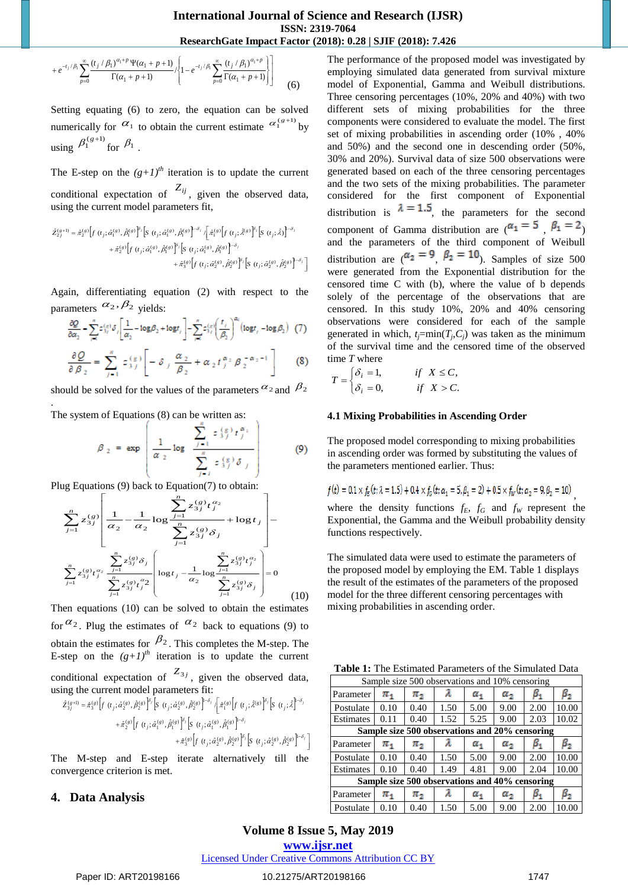$$+e^{-t_j/\beta_1}\sum_{p=0}^{\infty}\frac{(t_j/\beta_1)^{\alpha_1+p}\Psi(\alpha_1+p+1)}{\Gamma(\alpha_1+p+1)}\Bigg/\left\{1-e^{-t_j/\beta_1}\sum_{p=0}^{\infty}\frac{(t_j/\beta_1)^{\alpha_1+p}}{\Gamma(\alpha_1+p+1)}\right\}\Bigg] \quad (6)$$

Setting equating (6) to zero, the equation can be solved numerically for $\alpha_1$ to obtain the current estimate $\alpha_1^{(g+1)}$ by using $\beta_1^{(g+1)}$ for $\beta_1$.

The E-step on the *(g+1)th* iteration is to update the current conditional expectation of $Z_{ij}$, given the observed data, using the current model parameters fit,

$$\hat{Z}_{2j}^{(g+1)}=\hat{\pi}_2^{(g)}\left[f\left(t_j;\hat{\alpha}_1^{(g)},\hat{\beta}_1^{(g)}\right)\right]^{\delta_j}\left[S\left(t_j;\hat{\alpha}_1^{(g)},\hat{\beta}_1^{(g)}\right)\right]^{1-\delta_j}\Bigg/\left[\hat{\pi}_1^{(g)}\left[f\left(t_j;\hat{\lambda}^{(g)}\right)\right]^{\delta_j}\left[S\left(t_j;\hat{\lambda}\right)\right]^{1-\delta_j}+\hat{\pi}_2^{(g)}\left[f\left(t_j;\hat{\alpha}_1^{(g)},\hat{\beta}_1^{(g)}\right)\right]^{\delta_j}\left[S\left(t_j;\hat{\alpha}_1^{(g)},\hat{\beta}_1^{(g)}\right)\right]^{1-\delta_j}+\hat{\pi}_3^{(g)}\left[f\left(t_j;\hat{\alpha}_2^{(g)},\hat{\beta}_2^{(g)}\right)\right]^{\delta_j}\left[S\left(t_j;\hat{\alpha}_2^{(g)},\hat{\beta}_2^{(g)}\right)\right]^{1-\delta_j}\right]$$

Again, differentiating equation (2) with respect to the parameters $\alpha_2, \beta_2$ yields:

$$\frac{\partial Q}{\partial \alpha_2}=\sum_{j=1}^{n}z_{3j}^{(g)}\delta_j\left[\frac{1}{\alpha_2}-\log\beta_2+\log t_j\right]-\sum_{j=1}^{n}z_{3j}^{(g)}\left(\frac{t_j}{\beta_2}\right)^{\alpha_2}\left(\log t_j-\log\beta_2\right) \quad (7)$$

$$\frac{\partial Q}{\partial \beta_2}=\sum_{j=1}^{n}z_{3j}^{(g)}\left[-\delta_j\frac{\alpha_2}{\beta_2}+\alpha_2 t_j^{\alpha_2}\beta_2^{-\alpha_2-1}\right] \quad (8)$$

should be solved for the values of the parameters $\alpha_2$ and $\beta_2$.

The system of Equations (8) can be written as:

$$\beta_2=\exp\left(\frac{1}{\alpha_2}\log\frac{\sum_{j=1}^{n}z_{3j}^{(g)}t_j^{\alpha_2}}{\sum_{j=1}^{n}z_{3j}^{(g)}\delta_j}\right) \quad (9)$$

Plug Equations (9) back to Equation(7) to obtain:

$$\sum_{j=1}^{n}z_{3j}^{(g)}\left[\frac{1}{\alpha_2}-\frac{1}{\alpha_2}\log\frac{\sum_{j=1}^{n}z_{3j}^{(g)}t_j^{\alpha_2}}{\sum_{j=1}^{n}z_{3j}^{(g)}\delta_j}+\log t_j\right]-\sum_{j=1}^{n}z_{3j}^{(g)}t_j^{\alpha_2}\frac{\sum_{j=1}^{n}z_{3j}^{(g)}\delta_j}{\sum_{j=1}^{n}z_{3j}^{(g)}t_j^{\alpha_2}}\left(\log t_j-\frac{1}{\alpha_2}\log\frac{\sum_{j=1}^{n}z_{3j}^{(g)}t_j^{\alpha_2}}{\sum_{j=1}^{n}z_{3j}^{(g)}\delta_j}\right)=0 \quad (10)$$

Then equations (10) can be solved to obtain the estimates for $\alpha_2$. Plug the estimates of $\alpha_2$ back to equations (9) to obtain the estimates for $\beta_2$. This completes the M-step. The E-step on the *(g+1)th* iteration is to update the current conditional expectation of $Z_{3j}$, given the observed data, using the current model parameters fit:

$$\hat{Z}_{3j}^{(g+1)}=\hat{\pi}_3^{(g)}\left[f\left(t_j;\hat{\alpha}_2^{(g)},\hat{\beta}_2^{(g)}\right)\right]^{\delta_j}\left[S\left(t_j;\hat{\alpha}_2^{(g)},\hat{\beta}_2^{(g)}\right)\right]^{1-\delta_j}\Bigg/\left[\hat{\pi}_1^{(g)}\left[f\left(t_j;\hat{\lambda}^{(g)}\right)\right]^{\delta_j}\left[S\left(t_j;\hat{\lambda}\right)\right]^{1-\delta_j}+\hat{\pi}_2^{(g)}\left[f\left(t_j;\hat{\alpha}_1^{(g)},\hat{\beta}_1^{(g)}\right)\right]^{\delta_j}\left[S\left(t_j;\hat{\alpha}_1^{(g)},\hat{\beta}_1^{(g)}\right)\right]^{1-\delta_j}+\hat{\pi}_3^{(g)}\left[f\left(t_j;\hat{\alpha}_2^{(g)},\hat{\beta}_2^{(g)}\right)\right]^{\delta_j}\left[S\left(t_j;\hat{\alpha}_2^{(g)},\hat{\beta}_2^{(g)}\right)\right]^{1-\delta_j}\right]$$

The M-step and E-step iterate alternatively till the convergence criterion is met.

## 4. Data Analysis

The performance of the proposed model was investigated by employing simulated data generated from survival mixture model of Exponential, Gamma and Weibull distributions. Three censoring percentages (10%, 20% and 40%) with two different sets of mixing probabilities for the three components were considered to evaluate the model. The first set of mixing probabilities in ascending order (10% , 40% and 50%) and the second one in descending order (50%, 30% and 20%). Survival data of size 500 observations were generated based on each of the three censoring percentages and the two sets of the mixing probabilities. The parameter considered for the first component of Exponential distribution is $\lambda = 1.5$, the parameters for the second component of Gamma distribution are ($\alpha_1 = 5$ , $\beta_1 = 2$) and the parameters of the third component of Weibull distribution are ($\alpha_2 = 9$, $\beta_2 = 10$). Samples of size 500 were generated from the Exponential distribution for the censored time C with (b), where the value of b depends solely of the percentage of the observations that are censored. In this study 10%, 20% and 40% censoring observations were considered for each of the sample generated in which, $t_j$=min($T_j$,$C_j$) was taken as the minimum of the survival time and the censored time of the observed time $T$ where

$$T=\begin{cases}\delta_i=1, & if \;\; X\le C,\\ \delta_i=0, & if \;\; X>C.\end{cases}$$

### 4.1 Mixing Probabilities in Ascending Order

The proposed model corresponding to mixing probabilities in ascending order was formed by substituting the values of the parameters mentioned earlier. Thus:

$$f(t)=0.1\times f_E(t;\lambda=1.5)+0.4\times f_G(t;\alpha_1=5,\beta_1=2)+0.5\times f_W(t;\alpha_2=9,\beta_2=10),$$

where the density functions $f_E$, $f_G$ and $f_W$ represent the Exponential, the Gamma and the Weibull probability density functions respectively.

The simulated data were used to estimate the parameters of the proposed model by employing the EM. Table 1 displays the result of the estimates of the parameters of the proposed model for the three different censoring percentages with mixing probabilities in ascending order.

**Table 1:** The Estimated Parameters of the Simulated Data

| Sample size 500 observations and 10% censoring | | | | | | | |
|---|---|---|---|---|---|---|---|
| Parameter | $\pi_1$ | $\pi_2$ | $\lambda$ | $\alpha_1$ | $\alpha_2$ | $\beta_1$ | $\beta_2$ |
| Postulate | 0.10 | 0.40 | 1.50 | 5.00 | 9.00 | 2.00 | 10.00 |
| Estimates | 0.11 | 0.40 | 1.52 | 5.25 | 9.00 | 2.03 | 10.02 |
| **Sample size 500 observations and 20% censoring** | | | | | | | |
| Parameter | $\pi_1$ | $\pi_2$ | $\lambda$ | $\alpha_1$ | $\alpha_2$ | $\beta_1$ | $\beta_2$ |
| Postulate | 0.10 | 0.40 | 1.50 | 5.00 | 9.00 | 2.00 | 10.00 |
| Estimates | 0.10 | 0.40 | 1.49 | 4.81 | 9.00 | 2.04 | 10.00 |
| **Sample size 500 observations and 40% censoring** | | | | | | | |
| Parameter | $\pi_1$ | $\pi_2$ | $\lambda$ | $\alpha_1$ | $\alpha_2$ | $\beta_1$ | $\beta_2$ |
| Postulate | 0.10 | 0.40 | 1.50 | 5.00 | 9.00 | 2.00 | 10.00 |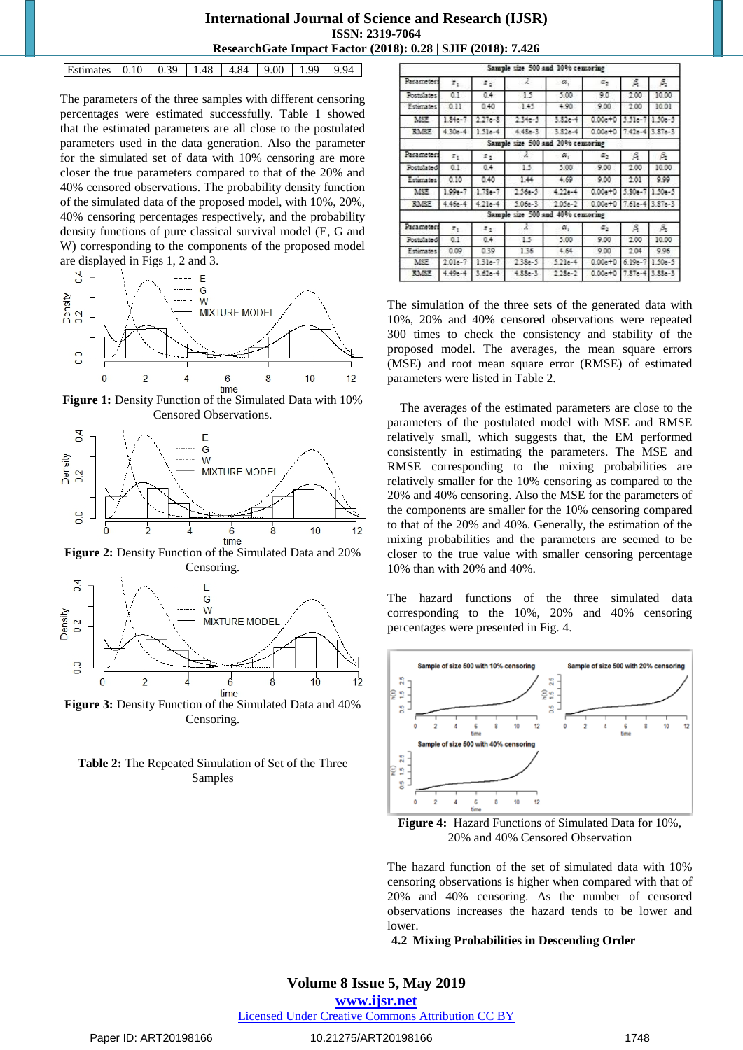| Estimates | 0.10 | 0.39 | 1.48 | 4.84 | 9.00 | 1.99 | 9.94 |
|---|---|---|---|---|---|---|---|

The parameters of the three samples with different censoring percentages were estimated successfully. Table 1 showed that the estimated parameters are all close to the postulated parameters used in the data generation. Also the parameter for the simulated set of data with 10% censoring are more closer the true parameters compared to that of the 20% and 40% censored observations. The probability density function of the simulated data of the proposed model, with 10%, 20%, 40% censoring percentages respectively, and the probability density functions of pure classical survival model (E, G and W) corresponding to the components of the proposed model are displayed in Figs 1, 2 and 3.

**Figure 1:** Density Function of the Simulated Data with 10% Censored Observations.

**Figure 2:** Density Function of the Simulated Data and 20% Censoring.

**Figure 3:** Density Function of the Simulated Data and 40% Censoring.

**Table 2:** The Repeated Simulation of Set of the Three Samples

| Sample size 500 and 10% censoring | | | | | | | |
|---|---|---|---|---|---|---|---|
| Parameters | $\pi_1$ | $\pi_2$ | $\lambda$ | $\alpha_1$ | $\alpha_2$ | $\beta_1$ | $\beta_2$ |
| Postulates | 0.1 | 0.4 | 1.5 | 5.00 | 9.0 | 2.00 | 10.00 |
| Estimates | 0.11 | 0.40 | 1.45 | 4.90 | 9.00 | 2.00 | 10.01 |
| MSE | 1.84e-7 | 2.27e-8 | 2.34e-5 | 3.82e-4 | 0.00e+0 | 5.51e-7 | 1.50e-5 |
| RMSE | 4.30e-4 | 1.51e-4 | 4.48e-3 | 3.82e-4 | 0.00e+0 | 7.42e-4 | 3.87e-3 |
| **Sample size 500 and 20% censoring** | | | | | | | |
| Parameters | $\pi_1$ | $\pi_2$ | $\lambda$ | $\alpha_1$ | $\alpha_2$ | $\beta_1$ | $\beta_2$ |
| Postulated | 0.1 | 0.4 | 1.5 | 5.00 | 9.00 | 2.00 | 10.00 |
| Estimates | 0.10 | 0.40 | 1.44 | 4.69 | 9.00 | 2.01 | 9.99 |
| MSE | 1.99e-7 | 1.78e-7 | 2.56e-5 | 4.22e-4 | 0.00e+0 | 5.80e-7 | 1.50e-5 |
| RMSE | 4.46e-4 | 4.21e-4 | 5.06e-3 | 2.05e-2 | 0.00e+0 | 7.61e-4 | 3.87e-3 |
| **Sample size 500 and 40% censoring** | | | | | | | |
| Parameters | $\pi_1$ | $\pi_2$ | $\lambda$ | $\alpha_1$ | $\alpha_2$ | $\beta_1$ | $\beta_2$ |
| Postulated | 0.1 | 0.4 | 1.5 | 5.00 | 9.00 | 2.00 | 10.00 |
| Estimates | 0.09 | 0.39 | 1.36 | 4.64 | 9.00 | 2.04 | 9.96 |
| MSE | 2.01e-7 | 1.31e-7 | 2.38e-5 | 5.21e-4 | 0.00e+0 | 6.19e-7 | 1.50e-5 |
| RMSE | 4.49e-4 | 3.62e-4 | 4.88e-3 | 2.28e-2 | 0.00e+0 | 7.87e-4 | 3.88e-3 |

The simulation of the three sets of the generated data with 10%, 20% and 40% censored observations were repeated 300 times to check the consistency and stability of the proposed model. The averages, the mean square errors (MSE) and root mean square error (RMSE) of estimated parameters were listed in Table 2.

The averages of the estimated parameters are close to the parameters of the postulated model with MSE and RMSE relatively small, which suggests that, the EM performed consistently in estimating the parameters. The MSE and RMSE corresponding to the mixing probabilities are relatively smaller for the 10% censoring as compared to the 20% and 40% censoring. Also the MSE for the parameters of the components are smaller for the 10% censoring compared to that of the 20% and 40%. Generally, the estimation of the mixing probabilities and the parameters are seemed to be closer to the true value with smaller censoring percentage 10% than with 20% and 40%.

The hazard functions of the three simulated data corresponding to the 10%, 20% and 40% censoring percentages were presented in Fig. 4.

**Figure 4:** Hazard Functions of Simulated Data for 10%, 20% and 40% Censored Observation

The hazard function of the set of simulated data with 10% censoring observations is higher when compared with that of 20% and 40% censoring. As the number of censored observations increases the hazard tends to be lower and lower.

### 4.2 Mixing Probabilities in Descending Order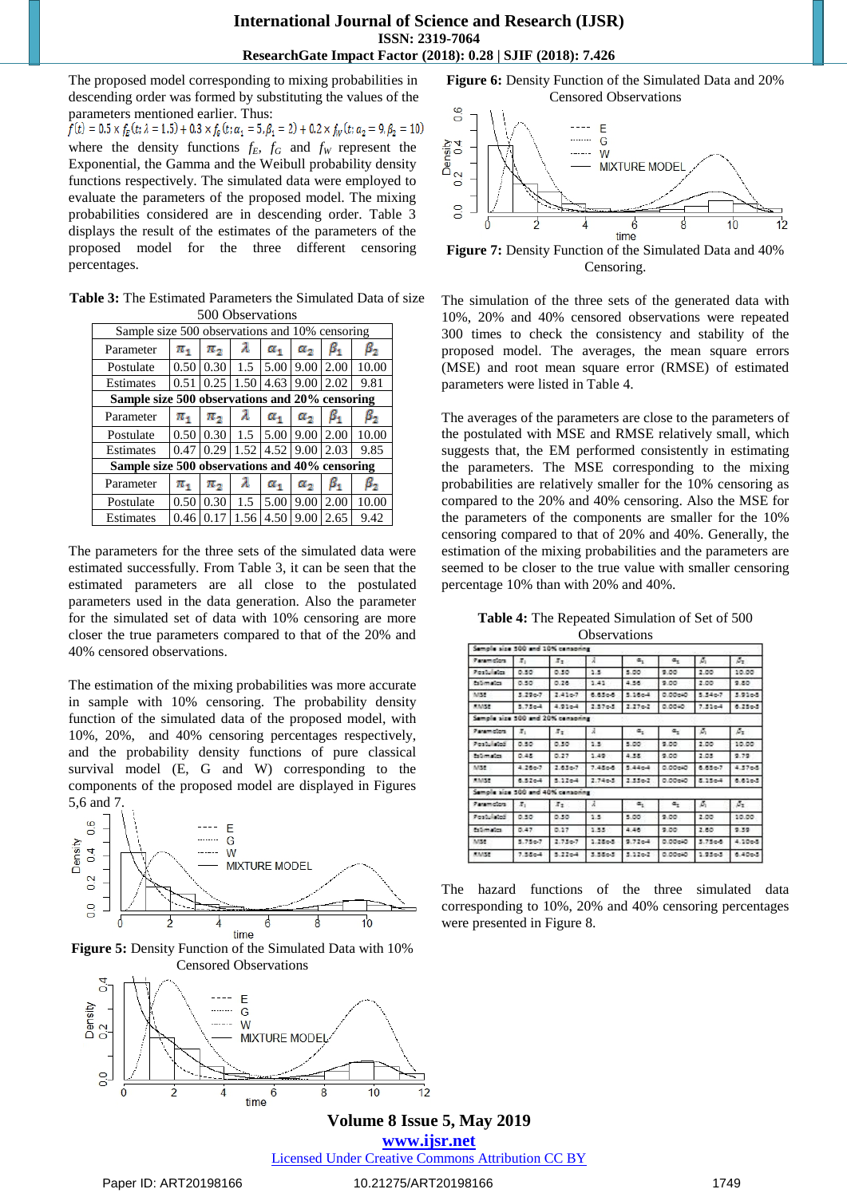The proposed model corresponding to mixing probabilities in descending order was formed by substituting the values of the parameters mentioned earlier. Thus:

$$f(t) = 0.5 \times f_E(t; \lambda = 1.5) + 0.3 \times f_G(t; \alpha_1 = 5, \beta_1 = 2) + 0.2 \times f_W(t; \alpha_2 = 9, \beta_2 = 10)$$

where the density functions $f_E$, $f_G$ and $f_W$ represent the Exponential, the Gamma and the Weibull probability density functions respectively. The simulated data were employed to evaluate the parameters of the proposed model. The mixing probabilities considered are in descending order. Table 3 displays the result of the estimates of the parameters of the proposed model for the three different censoring percentages.

**Table 3:** The Estimated Parameters the Simulated Data of size 500 Observations

| Sample size 500 observations and 10% censoring | | | | | | | |
|---|---|---|---|---|---|---|---|
| Parameter | $\pi_1$ | $\pi_2$ | $\lambda$ | $\alpha_1$ | $\alpha_2$ | $\beta_1$ | $\beta_2$ |
| Postulate | 0.50 | 0.30 | 1.5 | 5.00 | 9.00 | 2.00 | 10.00 |
| Estimates | 0.51 | 0.25 | 1.50 | 4.63 | 9.00 | 2.02 | 9.81 |
| **Sample size 500 observations and 20% censoring** | | | | | | | |
| Parameter | $\pi_1$ | $\pi_2$ | $\lambda$ | $\alpha_1$ | $\alpha_2$ | $\beta_1$ | $\beta_2$ |
| Postulate | 0.50 | 0.30 | 1.5 | 5.00 | 9.00 | 2.00 | 10.00 |
| Estimates | 0.47 | 0.29 | 1.52 | 4.52 | 9.00 | 2.03 | 9.85 |
| **Sample size 500 observations and 40% censoring** | | | | | | | |
| Parameter | $\pi_1$ | $\pi_2$ | $\lambda$ | $\alpha_1$ | $\alpha_2$ | $\beta_1$ | $\beta_2$ |
| Postulate | 0.50 | 0.30 | 1.5 | 5.00 | 9.00 | 2.00 | 10.00 |
| Estimates | 0.46 | 0.17 | 1.56 | 4.50 | 9.00 | 2.65 | 9.42 |

The parameters for the three sets of the simulated data were estimated successfully. From Table 3, it can be seen that the estimated parameters are all close to the postulated parameters used in the data generation. Also the parameter for the simulated set of data with 10% censoring are more closer the true parameters compared to that of the 20% and 40% censored observations.

The estimation of the mixing probabilities was more accurate in sample with 10% censoring. The probability density function of the simulated data of the proposed model, with 10%, 20%, and 40% censoring percentages respectively, and the probability density functions of pure classical survival model (E, G and W) corresponding to the components of the proposed model are displayed in Figures 5,6 and 7.

**Figure 5:** Density Function of the Simulated Data with 10% Censored Observations

**Figure 6:** Density Function of the Simulated Data and 20% Censored Observations

**Figure 7:** Density Function of the Simulated Data and 40% Censoring.

The simulation of the three sets of the generated data with 10%, 20% and 40% censored observations were repeated 300 times to check the consistency and stability of the proposed model. The averages, the mean square errors (MSE) and root mean square error (RMSE) of estimated parameters were listed in Table 4.

The averages of the parameters are close to the parameters of the postulated with MSE and RMSE relatively small, which suggests that, the EM performed consistently in estimating the parameters. The MSE corresponding to the mixing probabilities are relatively smaller for the 10% censoring as compared to the 20% and 40% censoring. Also the MSE for the parameters of the components are smaller for the 10% censoring compared to that of 20% and 40%. Generally, the estimation of the mixing probabilities and the parameters are seemed to be closer to the true value with smaller censoring percentage 10% than with 20% and 40%.

**Table 4:** The Repeated Simulation of Set of 500 Observations

| Sample size 500 and 10% censoring | | | | | | | |
|---|---|---|---|---|---|---|---|
| Parameters | $\pi_1$ | $\pi_2$ | $\lambda$ | $\alpha_1$ | $\alpha_2$ | $\beta_1$ | $\beta_2$ |
| Postulates | 0.50 | 0.30 | 1.5 | 5.00 | 9.00 | 2.00 | 10.00 |
| Estimates | 0.50 | 0.26 | 1.41 | 4.56 | 9.00 | 2.00 | 9.80 |
| MSE | 3.29e-7 | 2.41e-7 | 6.65e-6 | 5.16e-4 | 0.00e+0 | 5.54e-7 | 3.91e-5 |
| RMSE | 5.75e-4 | 4.91e-4 | 2.57e-3 | 2.27e-2 | 0.00e+0 | 7.51e-4 | 6.25e-3 |
| Sample size 500 and 20% censoring | | | | | | | |
| Parameters | $\pi_1$ | $\pi_2$ | $\lambda$ | $\alpha_1$ | $\alpha_2$ | $\beta_1$ | $\beta_2$ |
| Postulated | 0.50 | 0.30 | 1.5 | 5.00 | 9.00 | 2.00 | 10.00 |
| Estimates | 0.48 | 0.27 | 1.49 | 4.58 | 9.00 | 2.05 | 9.79 |
| MSE | 4.26e-7 | 2.63e-7 | 7.48e-6 | 5.44e-4 | 0.00e+0 | 6.65e-7 | 4.37e-5 |
| RMSE | 6.52e-4 | 5.12e-4 | 2.74e-3 | 2.33e-2 | 0.00e+0 | 8.15e-4 | 6.61e-3 |
| Sample size 500 and 40% censoring | | | | | | | |
| Parameters | $\pi_1$ | $\pi_2$ | $\lambda$ | $\alpha_1$ | $\alpha_2$ | $\beta_1$ | $\beta_2$ |
| Postulated | 0.50 | 0.30 | 1.5 | 5.00 | 9.00 | 2.00 | 10.00 |
| Estimates | 0.47 | 0.17 | 1.53 | 4.46 | 9.00 | 2.60 | 9.39 |
| MSE | 5.75e-7 | 2.73e-7 | 1.28e-5 | 9.72e-4 | 0.00e+0 | 3.75e-6 | 4.10e-5 |
| RMSE | 7.58e-4 | 5.22e-4 | 3.58e-3 | 3.12e-2 | 0.00e+0 | 1.93e-3 | 6.40e-3 |

The hazard functions of the three simulated data corresponding to 10%, 20% and 40% censoring percentages were presented in Figure 8.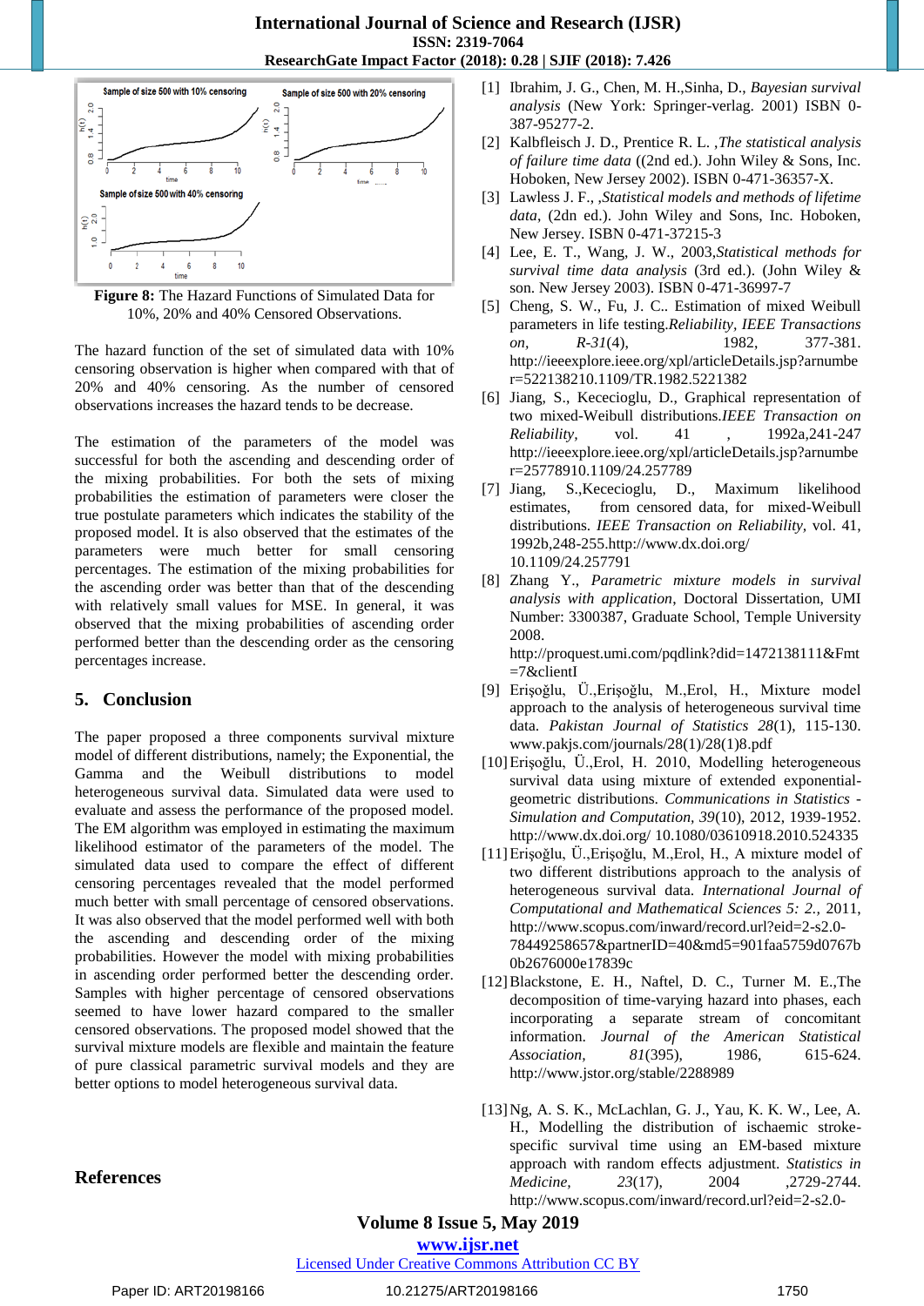Figure 8: The Hazard Functions of Simulated Data for 10%, 20% and 40% Censored Observations.

The hazard function of the set of simulated data with 10% censoring observation is higher when compared with that of 20% and 40% censoring. As the number of censored observations increases the hazard tends to be decrease.

The estimation of the parameters of the model was successful for both the ascending and descending order of the mixing probabilities. For both the sets of mixing probabilities the estimation of parameters were closer the true postulate parameters which indicates the stability of the proposed model. It is also observed that the estimates of the parameters were much better for small censoring percentages. The estimation of the mixing probabilities for the ascending order was better than that of the descending with relatively small values for MSE. In general, it was observed that the mixing probabilities of ascending order performed better than the descending order as the censoring percentages increase.

## 5. Conclusion

The paper proposed a three components survival mixture model of different distributions, namely; the Exponential, the Gamma and the Weibull distributions to model heterogeneous survival data. Simulated data were used to evaluate and assess the performance of the proposed model. The EM algorithm was employed in estimating the maximum likelihood estimator of the parameters of the model. The simulated data used to compare the effect of different censoring percentages revealed that the model performed much better with small percentage of censored observations. It was also observed that the model performed well with both the ascending and descending order of the mixing probabilities. However the model with mixing probabilities in ascending order performed better the descending order. Samples with higher percentage of censored observations seemed to have lower hazard compared to the smaller censored observations. The proposed model showed that the survival mixture models are flexible and maintain the feature of pure classical parametric survival models and they are better options to model heterogeneous survival data.

## References

[1] Ibrahim, J. G., Chen, M. H.,Sinha, D., *Bayesian survival analysis* (New York: Springer-verlag. 2001) ISBN 0-387-95277-2.

[2] Kalbfleisch J. D., Prentice R. L. ,*The statistical analysis of failure time data* ((2nd ed.). John Wiley & Sons, Inc. Hoboken, New Jersey 2002). ISBN 0-471-36357-X.

[3] Lawless J. F., ,*Statistical models and methods of lifetime data*, (2dn ed.). John Wiley and Sons, Inc. Hoboken, New Jersey. ISBN 0-471-37215-3

[4] Lee, E. T., Wang, J. W., 2003,*Statistical methods for survival time data analysis* (3rd ed.). (John Wiley & son. New Jersey 2003). ISBN 0-471-36997-7

[5] Cheng, S. W., Fu, J. C.. Estimation of mixed Weibull parameters in life testing.*Reliability, IEEE Transactions on, R-31*(4), 1982, 377-381. http://ieeexplore.ieee.org/xpl/articleDetails.jsp?arnumber=522138210.1109/TR.1982.5221382

[6] Jiang, S., Kececioglu, D., Graphical representation of two mixed-Weibull distributions.*IEEE Transaction on Reliability*, vol. 41 , 1992a,241-247 http://ieeexplore.ieee.org/xpl/articleDetails.jsp?arnumber=25778910.1109/24.257789

[7] Jiang, S.,Kececioglu, D., Maximum likelihood estimates, from censored data, for mixed-Weibull distributions. *IEEE Transaction on Reliability*, vol. 41, 1992b,248-255.http://www.dx.doi.org/ 10.1109/24.257791

[8] Zhang Y., *Parametric mixture models in survival analysis with application*, Doctoral Dissertation, UMI Number: 3300387, Graduate School, Temple University 2008. http://proquest.umi.com/pqdlink?did=1472138111&Fmt=7&clientI

[9] Erişoğlu, Ü.,Erişoğlu, M.,Erol, H., Mixture model approach to the analysis of heterogeneous survival time data. *Pakistan Journal of Statistics 28*(1), 115-130. www.pakjs.com/journals/28(1)/28(1)8.pdf

[10] Erişoğlu, Ü.,Erol, H. 2010, Modelling heterogeneous survival data using mixture of extended exponential-geometric distributions. *Communications in Statistics - Simulation and Computation, 39*(10), 2012, 1939-1952. http://www.dx.doi.org/ 10.1080/03610918.2010.524335

[11] Erişoğlu, Ü.,Erişoğlu, M.,Erol, H., A mixture model of two different distributions approach to the analysis of heterogeneous survival data. *International Journal of Computational and Mathematical Sciences 5: 2.*, 2011, http://www.scopus.com/inward/record.url?eid=2-s2.0-78449258657&partnerID=40&md5=901faa5759d0767b0b2676000e17839c

[12] Blackstone, E. H., Naftel, D. C., Turner M. E.,The decomposition of time-varying hazard into phases, each incorporating a separate stream of concomitant information. *Journal of the American Statistical Association*, *81*(395), 1986, 615-624. http://www.jstor.org/stable/2288989

[13] Ng, A. S. K., McLachlan, G. J., Yau, K. K. W., Lee, A. H., Modelling the distribution of ischaemic stroke-specific survival time using an EM-based mixture approach with random effects adjustment. *Statistics in Medicine*, *23*(17), 2004 ,2729-2744. http://www.scopus.com/inward/record.url?eid=2-s2.0-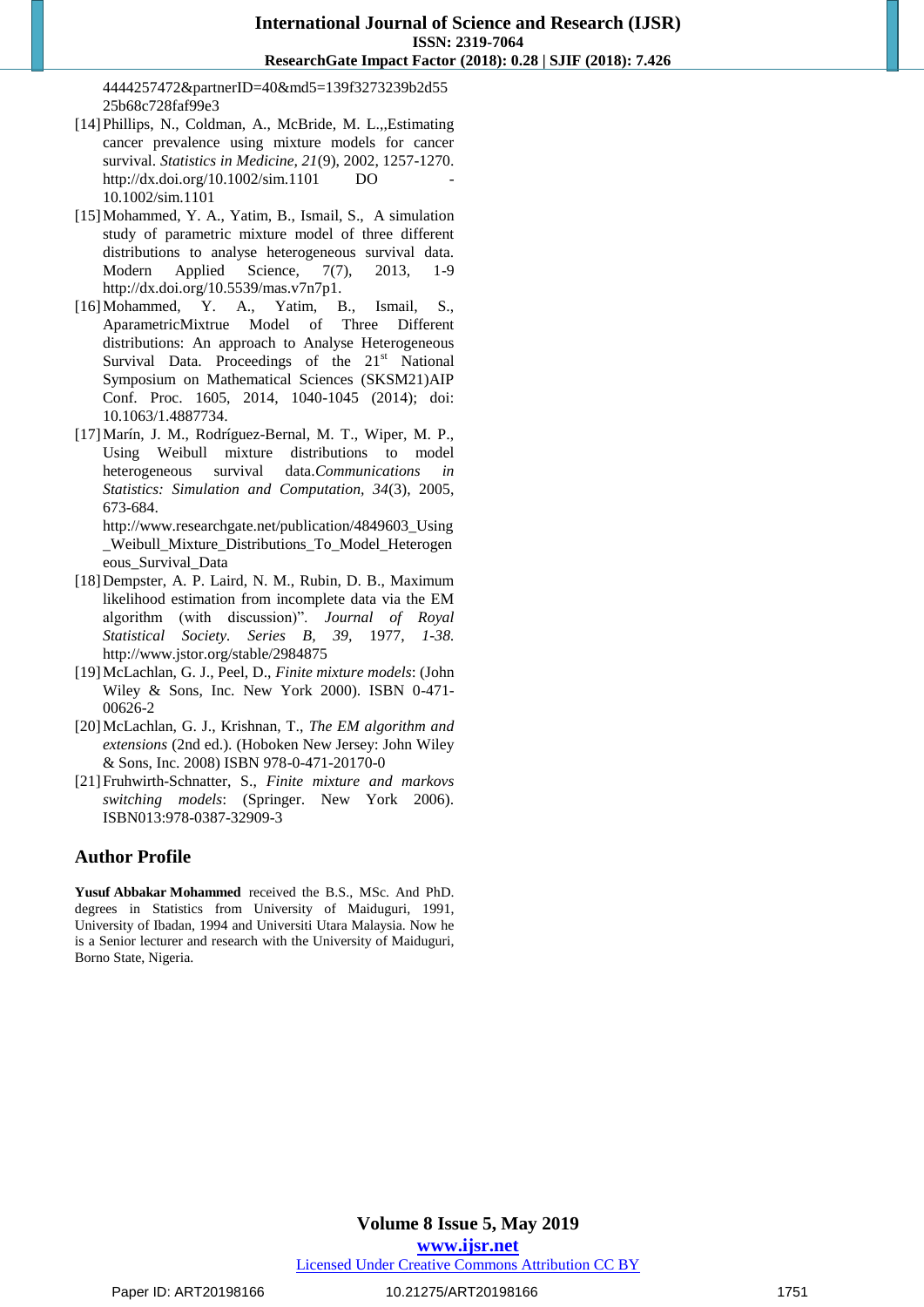4444257472&partnerID=40&md5=139f3273239b2d55 25b68c728faf99e3

[14] Phillips, N., Coldman, A., McBride, M. L.,,Estimating cancer prevalence using mixture models for cancer survival. *Statistics in Medicine, 21*(9), 2002, 1257-1270. http://dx.doi.org/10.1002/sim.1101 DO - 10.1002/sim.1101

[15] Mohammed, Y. A., Yatim, B., Ismail, S., A simulation study of parametric mixture model of three different distributions to analyse heterogeneous survival data. Modern Applied Science, 7(7), 2013, 1-9 http://dx.doi.org/10.5539/mas.v7n7p1.

[16] Mohammed, Y. A., Yatim, B., Ismail, S., AparametricMixtrue Model of Three Different distributions: An approach to Analyse Heterogeneous Survival Data. Proceedings of the 21st National Symposium on Mathematical Sciences (SKSM21)AIP Conf. Proc. 1605, 2014, 1040-1045 (2014); doi: 10.1063/1.4887734.

[17] Marín, J. M., Rodríguez-Bernal, M. T., Wiper, M. P., Using Weibull mixture distributions to model heterogeneous survival data.*Communications in Statistics: Simulation and Computation, 34*(3), 2005, 673-684. http://www.researchgate.net/publication/4849603_Using_Weibull_Mixture_Distributions_To_Model_Heterogeneous_Survival_Data

[18] Dempster, A. P. Laird, N. M., Rubin, D. B., Maximum likelihood estimation from incomplete data via the EM algorithm (with discussion)". *Journal of Royal Statistical Society. Series B, 39,* 1977, *1-38.* http://www.jstor.org/stable/2984875

[19] McLachlan, G. J., Peel, D., *Finite mixture models*: (John Wiley & Sons, Inc. New York 2000). ISBN 0-471-00626-2

[20] McLachlan, G. J., Krishnan, T., *The EM algorithm and extensions* (2nd ed.). (Hoboken New Jersey: John Wiley & Sons, Inc. 2008) ISBN 978-0-471-20170-0

[21] Fruhwirth-Schnatter, S., *Finite mixture and markovs switching models*: (Springer. New York 2006). ISBN013:978-0387-32909-3

## Author Profile

**Yusuf Abbakar Mohammed** received the B.S., MSc. And PhD. degrees in Statistics from University of Maiduguri, 1991, University of Ibadan, 1994 and Universiti Utara Malaysia. Now he is a Senior lecturer and research with the University of Maiduguri, Borno State, Nigeria.